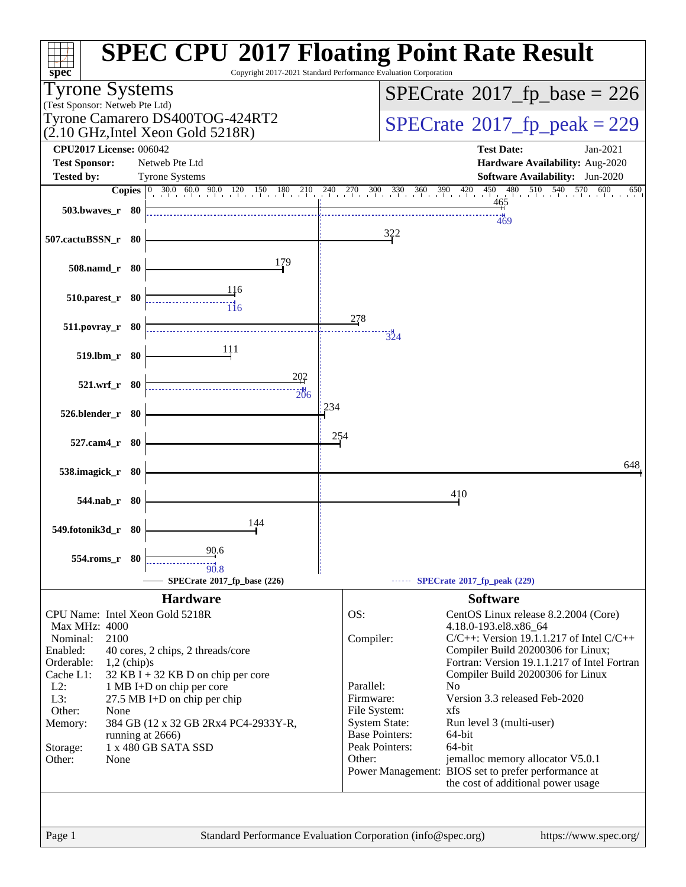# SPEC CPU 2017 Floating Point Rate Result

Copyright 2017-2021 Standard Performance Evaluation Corporation

**Tyrone Systems**
(Test Sponsor: Netweb Pte Ltd)
Tyrone Camarero DS400TOG-424RT2
(2.10 GHz,Intel Xeon Gold 5218R)

**SPECrate 2017_fp_base = 226**
**SPECrate 2017_fp_peak = 229**

| | | | |
|---|---|---|---|
| **CPU2017 License:** | 006042 | **Test Date:** | Jan-2021 |
| **Test Sponsor:** | Netweb Pte Ltd | **Hardware Availability:** | Aug-2020 |
| **Tested by:** | Tyrone Systems | **Software Availability:** | Jun-2020 |

| Benchmark | Copies | Base | Peak |
|---|---|---|---|
| 503.bwaves_r | 80 | 465 | 469 |
| 507.cactuBSSN_r | 80 | 322 | |
| 508.namd_r | 80 | 179 | |
| 510.parest_r | 80 | 116 | 116 |
| 511.povray_r | 80 | 278 | 324 |
| 519.lbm_r | 80 | 111 | |
| 521.wrf_r | 80 | 202 | 206 |
| 526.blender_r | 80 | 234 | |
| 527.cam4_r | 80 | 254 | |
| 538.imagick_r | 80 | 648 | |
| 544.nab_r | 80 | 410 | |
| 549.fotonik3d_r | 80 | 144 | |
| 554.roms_r | 80 | 90.6 | 90.8 |

SPECrate 2017_fp_base (226) — SPECrate 2017_fp_peak (229)

## Hardware

| | |
|---|---|
| CPU Name: | Intel Xeon Gold 5218R |
| Max MHz: | 4000 |
| Nominal: | 2100 |
| Enabled: | 40 cores, 2 chips, 2 threads/core |
| Orderable: | 1,2 (chip)s |
| Cache L1: | 32 KB I + 32 KB D on chip per core |
| L2: | 1 MB I+D on chip per core |
| L3: | 27.5 MB I+D on chip per chip |
| Other: | None |
| Memory: | 384 GB (12 x 32 GB 2Rx4 PC4-2933Y-R, running at 2666) |
| Storage: | 1 x 480 GB SATA SSD |
| Other: | None |

## Software

| | |
|---|---|
| OS: | CentOS Linux release 8.2.2004 (Core) 4.18.0-193.el8.x86_64 |
| Compiler: | C/C++: Version 19.1.1.217 of Intel C/C++ Compiler Build 20200306 for Linux; Fortran: Version 19.1.1.217 of Intel Fortran Compiler Build 20200306 for Linux |
| Parallel: | No |
| Firmware: | Version 3.3 released Feb-2020 |
| File System: | xfs |
| System State: | Run level 3 (multi-user) |
| Base Pointers: | 64-bit |
| Peak Pointers: | 64-bit |
| Other: | jemalloc memory allocator V5.0.1 |
| Power Management: | BIOS set to prefer performance at the cost of additional power usage |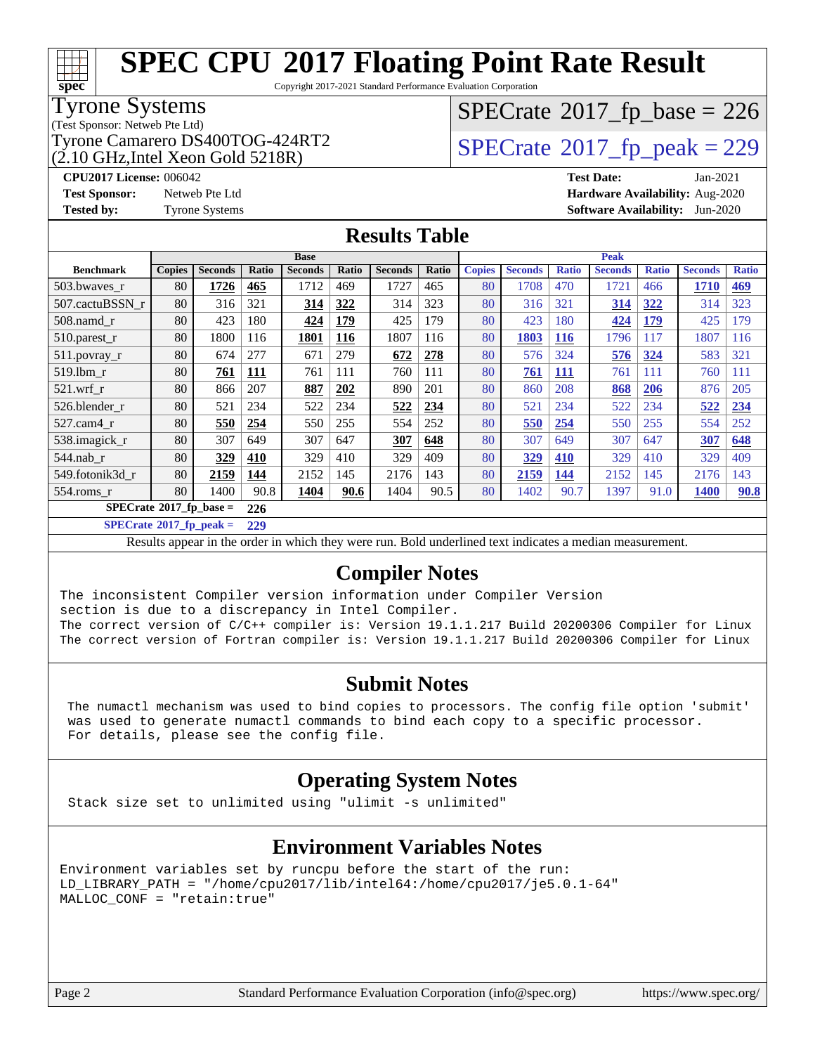# SPEC CPU 2017 Floating Point Rate Result

Copyright 2017-2021 Standard Performance Evaluation Corporation

**Tyrone Systems**
(Test Sponsor: Netweb Pte Ltd)
Tyrone Camarero DS400TOG-424RT2
(2.10 GHz,Intel Xeon Gold 5218R)

**SPECrate 2017_fp_base = 226**

**SPECrate 2017_fp_peak = 229**

**CPU2017 License:** 006042
**Test Sponsor:** Netweb Pte Ltd
**Tested by:** Tyrone Systems

**Test Date:** Jan-2021
**Hardware Availability:** Aug-2020
**Software Availability:** Jun-2020

## Results Table

| Benchmark | Base | | | | | | | Peak | | | | | | |
|---|---|---|---|---|---|---|---|---|---|---|---|---|---|---|
| | Copies | Seconds | Ratio | Seconds | Ratio | Seconds | Ratio | Copies | Seconds | Ratio | Seconds | Ratio | Seconds | Ratio |
| 503.bwaves_r | 80 | **1726** | **465** | 1712 | 469 | 1727 | 465 | 80 | 1708 | 470 | 1721 | 466 | **1710** | **469** |
| 507.cactuBSSN_r | 80 | 316 | 321 | **314** | **322** | 314 | 323 | 80 | 316 | 321 | **314** | **322** | 314 | 323 |
| 508.namd_r | 80 | 423 | 180 | **424** | **179** | 425 | 179 | 80 | 423 | 180 | **424** | **179** | 425 | 179 |
| 510.parest_r | 80 | 1800 | 116 | **1801** | **116** | 1807 | 116 | 80 | **1803** | **116** | 1796 | 117 | 1807 | 116 |
| 511.povray_r | 80 | 674 | 277 | 671 | 279 | **672** | **278** | 80 | 576 | 324 | **576** | **324** | 583 | 321 |
| 519.lbm_r | 80 | **761** | **111** | 761 | 111 | 760 | 111 | 80 | **761** | **111** | 761 | 111 | 760 | 111 |
| 521.wrf_r | 80 | 866 | 207 | **887** | **202** | 890 | 201 | 80 | 860 | 208 | **868** | **206** | 876 | 205 |
| 526.blender_r | 80 | 521 | 234 | 522 | 234 | **522** | **234** | 80 | 521 | 234 | 522 | 234 | **522** | **234** |
| 527.cam4_r | 80 | **550** | **254** | 550 | 255 | 554 | 252 | 80 | **550** | **254** | 550 | 255 | 554 | 252 |
| 538.imagick_r | 80 | 307 | 649 | 307 | 647 | **307** | **648** | 80 | 307 | 649 | 307 | 647 | **307** | **648** |
| 544.nab_r | 80 | **329** | **410** | 329 | 410 | 329 | 409 | 80 | **329** | **410** | 329 | 410 | 329 | 409 |
| 549.fotonik3d_r | 80 | **2159** | **144** | 2152 | 145 | 2176 | 143 | 80 | **2159** | **144** | 2152 | 145 | 2176 | 143 |
| 554.roms_r | 80 | 1400 | 90.8 | **1404** | **90.6** | 1404 | 90.5 | 80 | 1402 | 90.7 | 1397 | 91.0 | **1400** | **90.8** |

**SPECrate 2017_fp_base = 226**

**SPECrate 2017_fp_peak = 229**

Results appear in the order in which they were run. Bold underlined text indicates a median measurement.

## Compiler Notes

```
The inconsistent Compiler version information under Compiler Version
section is due to a discrepancy in Intel Compiler.
The correct version of C/C++ compiler is: Version 19.1.1.217 Build 20200306 Compiler for Linux
The correct version of Fortran compiler is: Version 19.1.1.217 Build 20200306 Compiler for Linux
```

## Submit Notes

```
The numactl mechanism was used to bind copies to processors. The config file option 'submit'
was used to generate numactl commands to bind each copy to a specific processor.
For details, please see the config file.
```

## Operating System Notes

```
Stack size set to unlimited using "ulimit -s unlimited"
```

## Environment Variables Notes

```
Environment variables set by runcpu before the start of the run:
LD_LIBRARY_PATH = "/home/cpu2017/lib/intel64:/home/cpu2017/je5.0.1-64"
MALLOC_CONF = "retain:true"
```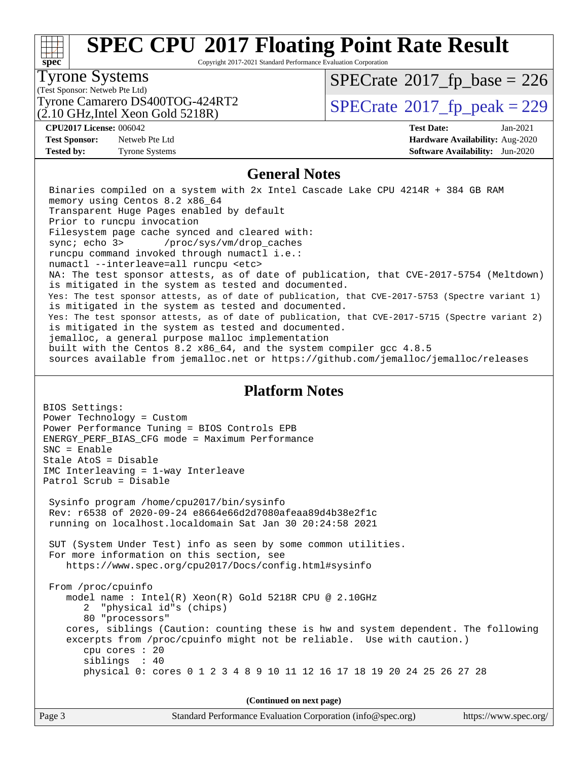# SPEC CPU 2017 Floating Point Rate Result

Copyright 2017-2021 Standard Performance Evaluation Corporation

**Tyrone Systems**
(Test Sponsor: Netweb Pte Ltd)
Tyrone Camarero DS400TOG-424RT2
(2.10 GHz,Intel Xeon Gold 5218R)

SPECrate 2017_fp_base = 226
SPECrate 2017_fp_peak = 229

| | | | |
|---|---|---|---|
| **CPU2017 License:** | 006042 | **Test Date:** | Jan-2021 |
| **Test Sponsor:** | Netweb Pte Ltd | **Hardware Availability:** | Aug-2020 |
| **Tested by:** | Tyrone Systems | **Software Availability:** | Jun-2020 |

## General Notes

```
Binaries compiled on a system with 2x Intel Cascade Lake CPU 4214R + 384 GB RAM
memory using Centos 8.2 x86_64
Transparent Huge Pages enabled by default
Prior to runcpu invocation
Filesystem page cache synced and cleared with:
sync; echo 3>       /proc/sys/vm/drop_caches
runcpu command invoked through numactl i.e.:
numactl --interleave=all runcpu <etc>
NA: The test sponsor attests, as of date of publication, that CVE-2017-5754 (Meltdown)
is mitigated in the system as tested and documented.
Yes: The test sponsor attests, as of date of publication, that CVE-2017-5753 (Spectre variant 1)
is mitigated in the system as tested and documented.
Yes: The test sponsor attests, as of date of publication, that CVE-2017-5715 (Spectre variant 2)
is mitigated in the system as tested and documented.
jemalloc, a general purpose malloc implementation
built with the Centos 8.2 x86_64, and the system compiler gcc 4.8.5
sources available from jemalloc.net or https://github.com/jemalloc/jemalloc/releases
```

## Platform Notes

```
BIOS Settings:
Power Technology = Custom
Power Performance Tuning = BIOS Controls EPB
ENERGY_PERF_BIAS_CFG mode = Maximum Performance
SNC = Enable
Stale AtoS = Disable
IMC Interleaving = 1-way Interleave
Patrol Scrub = Disable

 Sysinfo program /home/cpu2017/bin/sysinfo
 Rev: r6538 of 2020-09-24 e8664e66d2d7080afeaa89d4b38e2f1c
 running on localhost.localdomain Sat Jan 30 20:24:58 2021

 SUT (System Under Test) info as seen by some common utilities.
 For more information on this section, see
    https://www.spec.org/cpu2017/Docs/config.html#sysinfo

 From /proc/cpuinfo
    model name : Intel(R) Xeon(R) Gold 5218R CPU @ 2.10GHz
       2  "physical id"s (chips)
       80 "processors"
    cores, siblings (Caution: counting these is hw and system dependent. The following
    excerpts from /proc/cpuinfo might not be reliable.  Use with caution.)
       cpu cores : 20
       siblings  : 40
       physical 0: cores 0 1 2 3 4 8 9 10 11 12 16 17 18 19 20 24 25 26 27 28
```

**(Continued on next page)**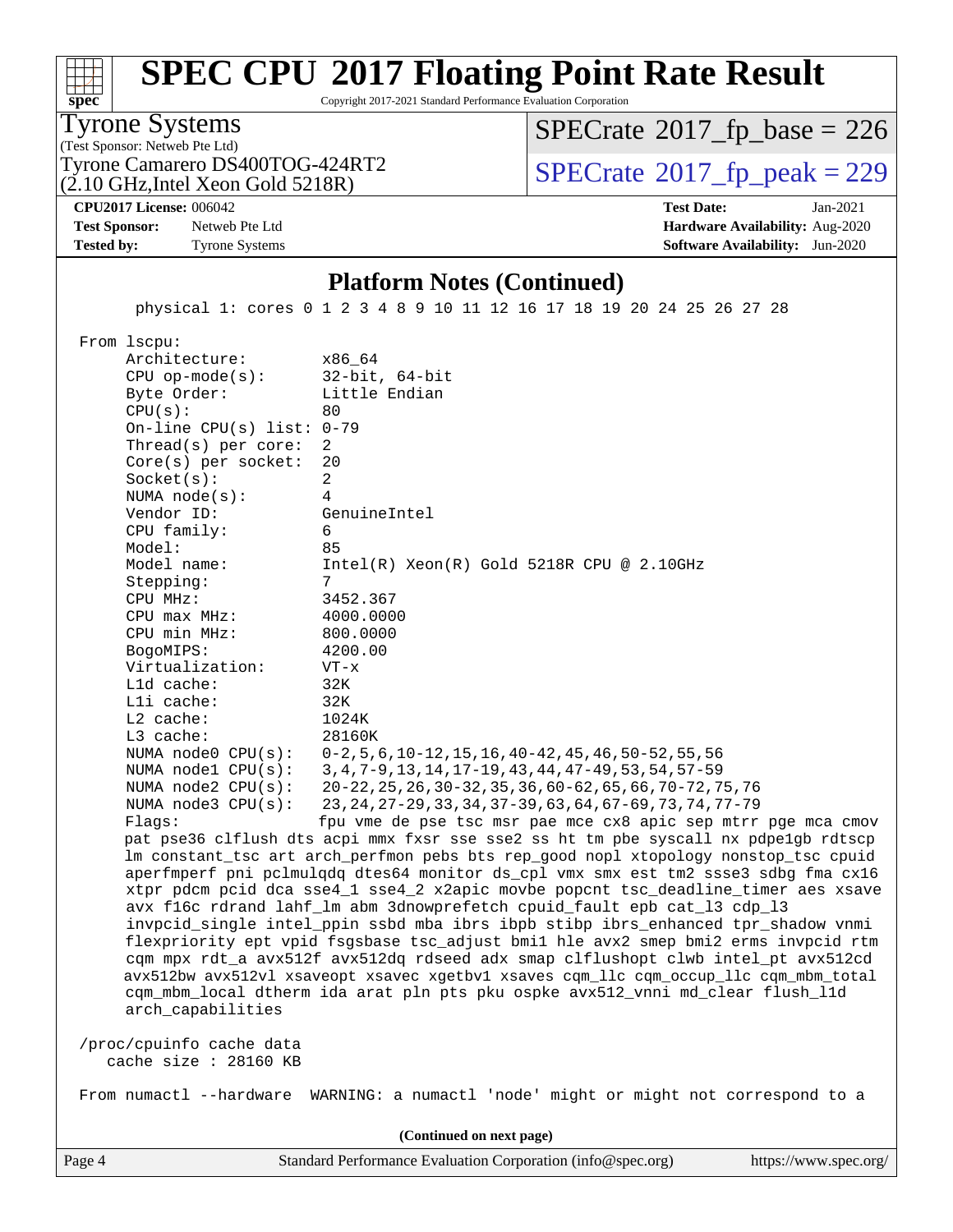## Platform Notes (Continued)

```
       physical 1: cores 0 1 2 3 4 8 9 10 11 12 16 17 18 19 20 24 25 26 27 28

  From lscpu:
       Architecture:        x86_64
       CPU op-mode(s):      32-bit, 64-bit
       Byte Order:          Little Endian
       CPU(s):              80
       On-line CPU(s) list: 0-79
       Thread(s) per core:  2
       Core(s) per socket:  20
       Socket(s):           2
       NUMA node(s):        4
       Vendor ID:           GenuineIntel
       CPU family:          6
       Model:               85
       Model name:          Intel(R) Xeon(R) Gold 5218R CPU @ 2.10GHz
       Stepping:            7
       CPU MHz:             3452.367
       CPU max MHz:         4000.0000
       CPU min MHz:         800.0000
       BogoMIPS:            4200.00
       Virtualization:      VT-x
       L1d cache:           32K
       L1i cache:           32K
       L2 cache:            1024K
       L3 cache:            28160K
       NUMA node0 CPU(s):   0-2,5,6,10-12,15,16,40-42,45,46,50-52,55,56
       NUMA node1 CPU(s):   3,4,7-9,13,14,17-19,43,44,47-49,53,54,57-59
       NUMA node2 CPU(s):   20-22,25,26,30-32,35,36,60-62,65,66,70-72,75,76
       NUMA node3 CPU(s):   23,24,27-29,33,34,37-39,63,64,67-69,73,74,77-79
       Flags:               fpu vme de pse tsc msr pae mce cx8 apic sep mtrr pge mca cmov
       pat pse36 clflush dts acpi mmx fxsr sse sse2 ss ht tm pbe syscall nx pdpe1gb rdtscp
       lm constant_tsc art arch_perfmon pebs bts rep_good nopl xtopology nonstop_tsc cpuid
       aperfmperf pni pclmulqdq dtes64 monitor ds_cpl vmx smx est tm2 ssse3 sdbg fma cx16
       xtpr pdcm pcid dca sse4_1 sse4_2 x2apic movbe popcnt tsc_deadline_timer aes xsave
       avx f16c rdrand lahf_lm abm 3dnowprefetch cpuid_fault epb cat_l3 cdp_l3
       invpcid_single intel_ppin ssbd mba ibrs ibpb stibp ibrs_enhanced tpr_shadow vnmi
       flexpriority ept vpid fsgsbase tsc_adjust bmi1 hle avx2 smep bmi2 erms invpcid rtm
       cqm mpx rdt_a avx512f avx512dq rdseed adx smap clflushopt clwb intel_pt avx512cd
       avx512bw avx512vl xsaveopt xsavec xgetbv1 xsaves cqm_llc cqm_occup_llc cqm_mbm_total
       cqm_mbm_local dtherm ida arat pln pts pku ospke avx512_vnni md_clear flush_l1d
       arch_capabilities

  /proc/cpuinfo cache data
     cache size : 28160 KB

  From numactl --hardware  WARNING: a numactl 'node' might or might not correspond to a
```

(Continued on next page)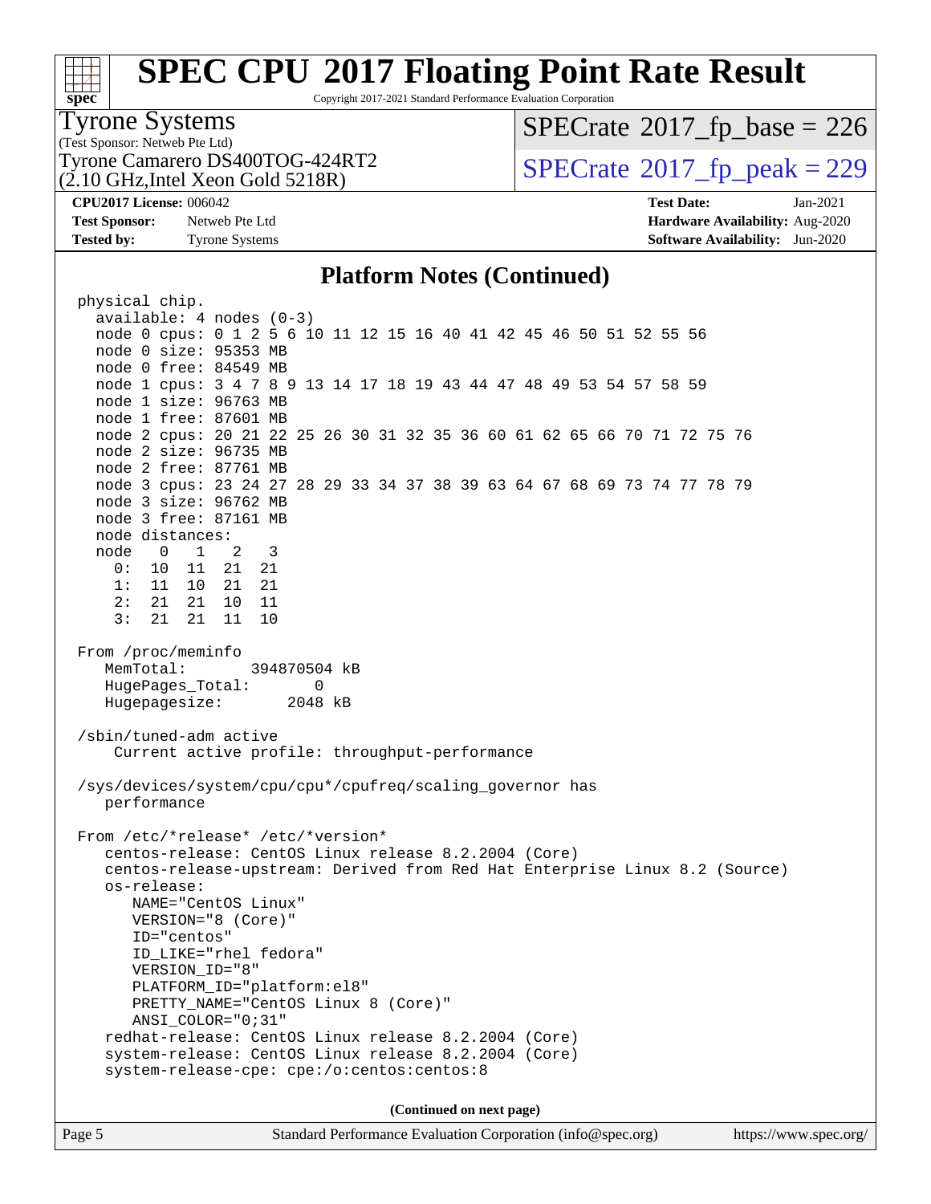# SPEC CPU 2017 Floating Point Rate Result

Copyright 2017-2021 Standard Performance Evaluation Corporation

**Tyrone Systems**
(Test Sponsor: Netweb Pte Ltd)

Tyrone Camarero DS400TOG-424RT2
(2.10 GHz,Intel Xeon Gold 5218R)

SPECrate 2017_fp_base = 226

SPECrate 2017_fp_peak = 229

**CPU2017 License:** 006042
**Test Sponsor:** Netweb Pte Ltd
**Tested by:** Tyrone Systems

**Test Date:** Jan-2021
**Hardware Availability:** Aug-2020
**Software Availability:** Jun-2020

## Platform Notes (Continued)

```
physical chip.
  available: 4 nodes (0-3)
  node 0 cpus: 0 1 2 5 6 10 11 12 15 16 40 41 42 45 46 50 51 52 55 56
  node 0 size: 95353 MB
  node 0 free: 84549 MB
  node 1 cpus: 3 4 7 8 9 13 14 17 18 19 43 44 47 48 49 53 54 57 58 59
  node 1 size: 96763 MB
  node 1 free: 87601 MB
  node 2 cpus: 20 21 22 25 26 30 31 32 35 36 60 61 62 65 66 70 71 72 75 76
  node 2 size: 96735 MB
  node 2 free: 87761 MB
  node 3 cpus: 23 24 27 28 29 33 34 37 38 39 63 64 67 68 69 73 74 77 78 79
  node 3 size: 96762 MB
  node 3 free: 87161 MB
  node distances:
  node   0   1   2   3
    0:  10  11  21  21
    1:  11  10  21  21
    2:  21  21  10  11
    3:  21  21  11  10

From /proc/meminfo
   MemTotal:       394870504 kB
   HugePages_Total:       0
   Hugepagesize:       2048 kB

/sbin/tuned-adm active
    Current active profile: throughput-performance

/sys/devices/system/cpu/cpu*/cpufreq/scaling_governor has
   performance

From /etc/*release* /etc/*version*
   centos-release: CentOS Linux release 8.2.2004 (Core)
   centos-release-upstream: Derived from Red Hat Enterprise Linux 8.2 (Source)
   os-release:
      NAME="CentOS Linux"
      VERSION="8 (Core)"
      ID="centos"
      ID_LIKE="rhel fedora"
      VERSION_ID="8"
      PLATFORM_ID="platform:el8"
      PRETTY_NAME="CentOS Linux 8 (Core)"
      ANSI_COLOR="0;31"
   redhat-release: CentOS Linux release 8.2.2004 (Core)
   system-release: CentOS Linux release 8.2.2004 (Core)
   system-release-cpe: cpe:/o:centos:centos:8
```

**(Continued on next page)**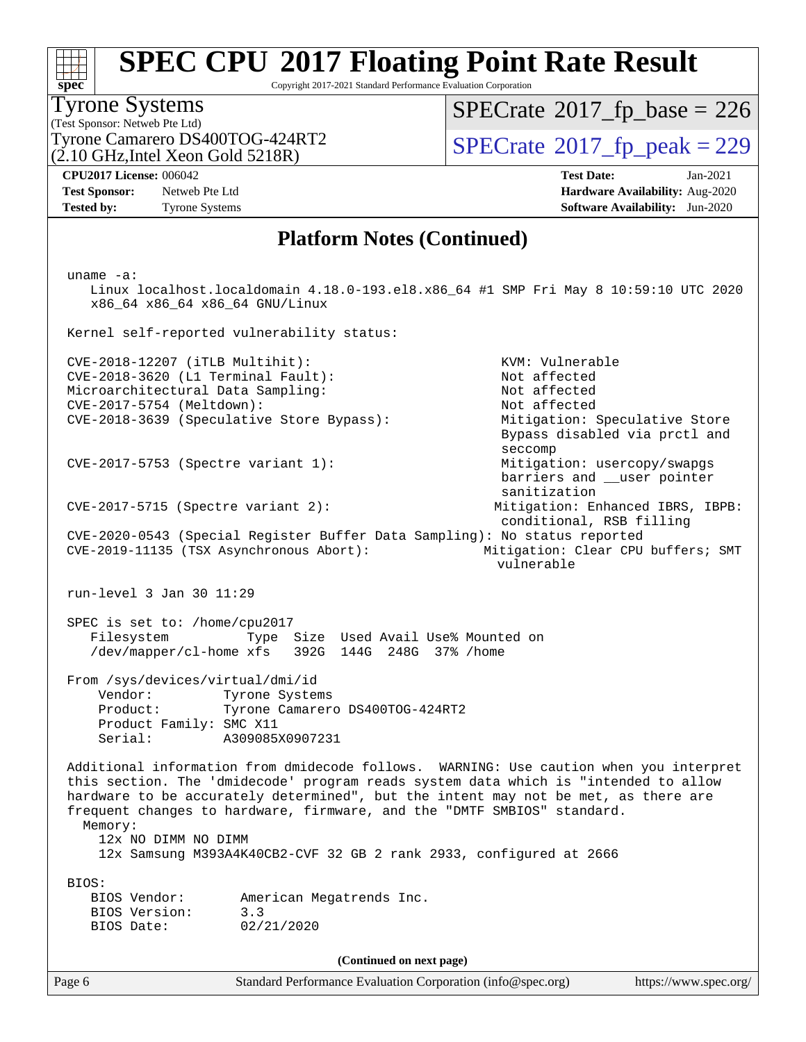# SPEC CPU 2017 Floating Point Rate Result

Copyright 2017-2021 Standard Performance Evaluation Corporation

**Tyrone Systems**
(Test Sponsor: Netweb Pte Ltd)
Tyrone Camarero DS400TOG-424RT2
(2.10 GHz,Intel Xeon Gold 5218R)

SPECrate 2017_fp_base = 226
SPECrate 2017_fp_peak = 229

**CPU2017 License:** 006042
**Test Sponsor:** Netweb Pte Ltd
**Tested by:** Tyrone Systems

**Test Date:** Jan-2021
**Hardware Availability:** Aug-2020
**Software Availability:** Jun-2020

## Platform Notes (Continued)

```
uname -a:
   Linux localhost.localdomain 4.18.0-193.el8.x86_64 #1 SMP Fri May 8 10:59:10 UTC 2020
   x86_64 x86_64 x86_64 GNU/Linux

Kernel self-reported vulnerability status:

CVE-2018-12207 (iTLB Multihit):                          KVM: Vulnerable
CVE-2018-3620 (L1 Terminal Fault):                       Not affected
Microarchitectural Data Sampling:                        Not affected
CVE-2017-5754 (Meltdown):                                Not affected
CVE-2018-3639 (Speculative Store Bypass):                Mitigation: Speculative Store
                                                         Bypass disabled via prctl and
                                                         seccomp
CVE-2017-5753 (Spectre variant 1):                       Mitigation: usercopy/swapgs
                                                         barriers and __user pointer
                                                         sanitization
CVE-2017-5715 (Spectre variant 2):                       Mitigation: Enhanced IBRS, IBPB:
                                                         conditional, RSB filling
CVE-2020-0543 (Special Register Buffer Data Sampling): No status reported
CVE-2019-11135 (TSX Asynchronous Abort):                 Mitigation: Clear CPU buffers; SMT
                                                         vulnerable

run-level 3 Jan 30 11:29

SPEC is set to: /home/cpu2017
   Filesystem          Type  Size  Used Avail Use% Mounted on
   /dev/mapper/cl-home xfs   392G  144G  248G  37% /home

From /sys/devices/virtual/dmi/id
    Vendor:         Tyrone Systems
    Product:        Tyrone Camarero DS400TOG-424RT2
    Product Family: SMC X11
    Serial:         A309085X0907231

Additional information from dmidecode follows.  WARNING: Use caution when you interpret
this section. The 'dmidecode' program reads system data which is "intended to allow
hardware to be accurately determined", but the intent may not be met, as there are
frequent changes to hardware, firmware, and the "DMTF SMBIOS" standard.
  Memory:
    12x NO DIMM NO DIMM
    12x Samsung M393A4K40CB2-CVF 32 GB 2 rank 2933, configured at 2666

BIOS:
   BIOS Vendor:       American Megatrends Inc.
   BIOS Version:      3.3
   BIOS Date:         02/21/2020
```

(Continued on next page)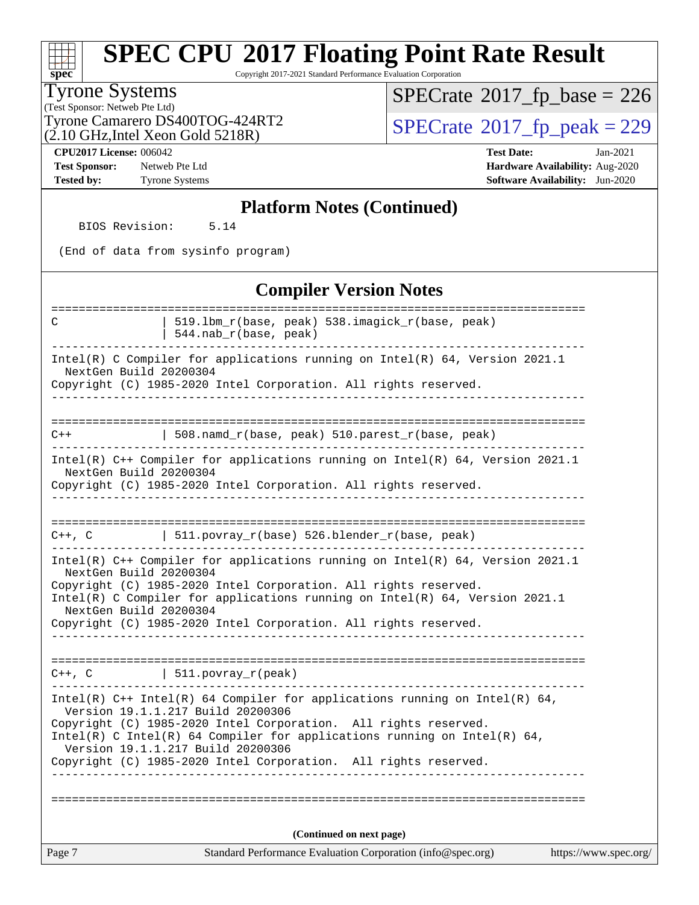## Platform Notes (Continued)

```
    BIOS Revision:      5.14

 (End of data from sysinfo program)
```

## Compiler Version Notes

```
==============================================================================
C               | 519.lbm_r(base, peak) 538.imagick_r(base, peak)
                | 544.nab_r(base, peak)
------------------------------------------------------------------------------
Intel(R) C Compiler for applications running on Intel(R) 64, Version 2021.1
  NextGen Build 20200304
Copyright (C) 1985-2020 Intel Corporation. All rights reserved.
------------------------------------------------------------------------------

==============================================================================
C++             | 508.namd_r(base, peak) 510.parest_r(base, peak)
------------------------------------------------------------------------------
Intel(R) C++ Compiler for applications running on Intel(R) 64, Version 2021.1
  NextGen Build 20200304
Copyright (C) 1985-2020 Intel Corporation. All rights reserved.
------------------------------------------------------------------------------

==============================================================================
C++, C          | 511.povray_r(base) 526.blender_r(base, peak)
------------------------------------------------------------------------------
Intel(R) C++ Compiler for applications running on Intel(R) 64, Version 2021.1
  NextGen Build 20200304
Copyright (C) 1985-2020 Intel Corporation. All rights reserved.
Intel(R) C Compiler for applications running on Intel(R) 64, Version 2021.1
  NextGen Build 20200304
Copyright (C) 1985-2020 Intel Corporation. All rights reserved.
------------------------------------------------------------------------------

==============================================================================
C++, C          | 511.povray_r(peak)
------------------------------------------------------------------------------
Intel(R) C++ Intel(R) 64 Compiler for applications running on Intel(R) 64,
  Version 19.1.1.217 Build 20200306
Copyright (C) 1985-2020 Intel Corporation.  All rights reserved.
Intel(R) C Intel(R) 64 Compiler for applications running on Intel(R) 64,
  Version 19.1.1.217 Build 20200306
Copyright (C) 1985-2020 Intel Corporation.  All rights reserved.
------------------------------------------------------------------------------

==============================================================================
```

(Continued on next page)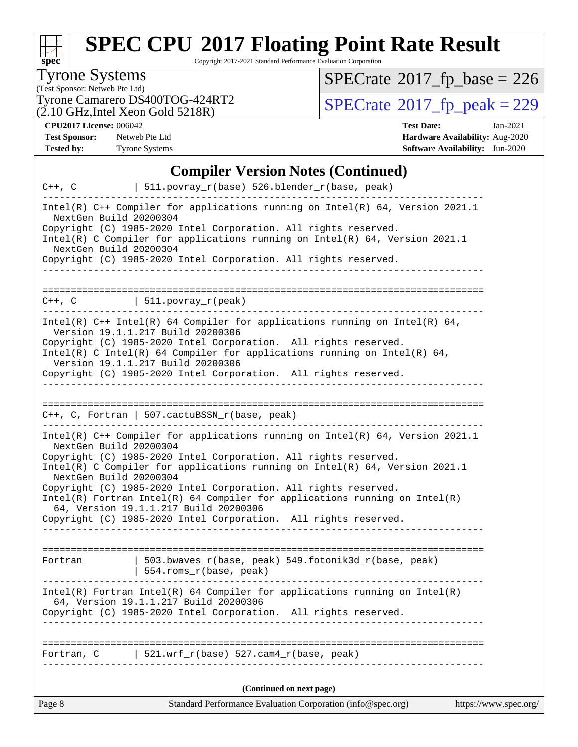# SPEC CPU 2017 Floating Point Rate Result

Copyright 2017-2021 Standard Performance Evaluation Corporation

**Tyrone Systems**
(Test Sponsor: Netweb Pte Ltd)
Tyrone Camarero DS400TOG-424RT2
(2.10 GHz,Intel Xeon Gold 5218R)

SPECrate 2017_fp_base = 226
SPECrate 2017_fp_peak = 229

**CPU2017 License:** 006042
**Test Sponsor:** Netweb Pte Ltd
**Tested by:** Tyrone Systems

**Test Date:** Jan-2021
**Hardware Availability:** Aug-2020
**Software Availability:** Jun-2020

## Compiler Version Notes (Continued)

```
C++, C          | 511.povray_r(base) 526.blender_r(base, peak)
------------------------------------------------------------------------------
Intel(R) C++ Compiler for applications running on Intel(R) 64, Version 2021.1
  NextGen Build 20200304
Copyright (C) 1985-2020 Intel Corporation. All rights reserved.
Intel(R) C Compiler for applications running on Intel(R) 64, Version 2021.1
  NextGen Build 20200304
Copyright (C) 1985-2020 Intel Corporation. All rights reserved.
------------------------------------------------------------------------------

==============================================================================
C++, C          | 511.povray_r(peak)
------------------------------------------------------------------------------
Intel(R) C++ Intel(R) 64 Compiler for applications running on Intel(R) 64,
  Version 19.1.1.217 Build 20200306
Copyright (C) 1985-2020 Intel Corporation.  All rights reserved.
Intel(R) C Intel(R) 64 Compiler for applications running on Intel(R) 64,
  Version 19.1.1.217 Build 20200306
Copyright (C) 1985-2020 Intel Corporation.  All rights reserved.
------------------------------------------------------------------------------

==============================================================================
C++, C, Fortran | 507.cactuBSSN_r(base, peak)
------------------------------------------------------------------------------
Intel(R) C++ Compiler for applications running on Intel(R) 64, Version 2021.1
  NextGen Build 20200304
Copyright (C) 1985-2020 Intel Corporation. All rights reserved.
Intel(R) C Compiler for applications running on Intel(R) 64, Version 2021.1
  NextGen Build 20200304
Copyright (C) 1985-2020 Intel Corporation. All rights reserved.
Intel(R) Fortran Intel(R) 64 Compiler for applications running on Intel(R)
  64, Version 19.1.1.217 Build 20200306
Copyright (C) 1985-2020 Intel Corporation.  All rights reserved.
------------------------------------------------------------------------------

==============================================================================
Fortran         | 503.bwaves_r(base, peak) 549.fotonik3d_r(base, peak)
                | 554.roms_r(base, peak)
------------------------------------------------------------------------------
Intel(R) Fortran Intel(R) 64 Compiler for applications running on Intel(R)
  64, Version 19.1.1.217 Build 20200306
Copyright (C) 1985-2020 Intel Corporation.  All rights reserved.
------------------------------------------------------------------------------

==============================================================================
Fortran, C      | 521.wrf_r(base) 527.cam4_r(base, peak)
------------------------------------------------------------------------------
```

(Continued on next page)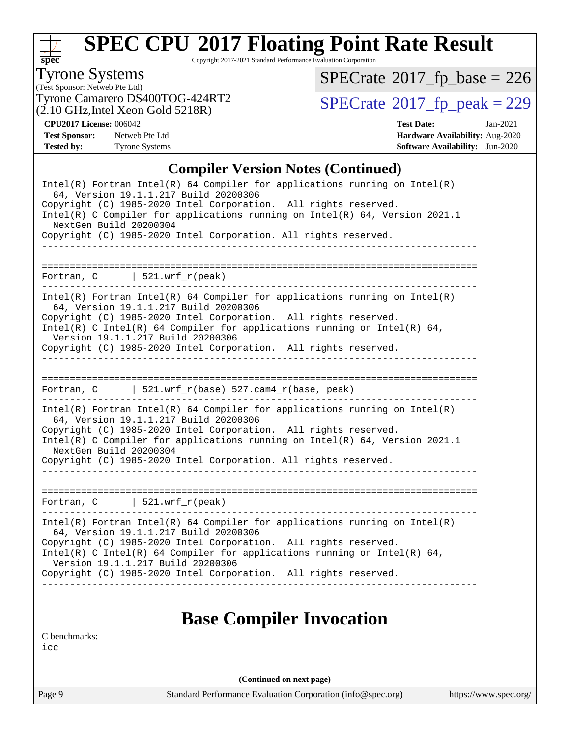## Compiler Version Notes (Continued)

```
Intel(R) Fortran Intel(R) 64 Compiler for applications running on Intel(R)
  64, Version 19.1.1.217 Build 20200306
Copyright (C) 1985-2020 Intel Corporation.  All rights reserved.
Intel(R) C Compiler for applications running on Intel(R) 64, Version 2021.1
  NextGen Build 20200304
Copyright (C) 1985-2020 Intel Corporation. All rights reserved.
------------------------------------------------------------------------------

==============================================================================
Fortran, C      | 521.wrf_r(peak)
------------------------------------------------------------------------------
Intel(R) Fortran Intel(R) 64 Compiler for applications running on Intel(R)
  64, Version 19.1.1.217 Build 20200306
Copyright (C) 1985-2020 Intel Corporation.  All rights reserved.
Intel(R) C Intel(R) 64 Compiler for applications running on Intel(R) 64,
  Version 19.1.1.217 Build 20200306
Copyright (C) 1985-2020 Intel Corporation.  All rights reserved.
------------------------------------------------------------------------------

==============================================================================
Fortran, C      | 521.wrf_r(base) 527.cam4_r(base, peak)
------------------------------------------------------------------------------
Intel(R) Fortran Intel(R) 64 Compiler for applications running on Intel(R)
  64, Version 19.1.1.217 Build 20200306
Copyright (C) 1985-2020 Intel Corporation.  All rights reserved.
Intel(R) C Compiler for applications running on Intel(R) 64, Version 2021.1
  NextGen Build 20200304
Copyright (C) 1985-2020 Intel Corporation. All rights reserved.
------------------------------------------------------------------------------

==============================================================================
Fortran, C      | 521.wrf_r(peak)
------------------------------------------------------------------------------
Intel(R) Fortran Intel(R) 64 Compiler for applications running on Intel(R)
  64, Version 19.1.1.217 Build 20200306
Copyright (C) 1985-2020 Intel Corporation.  All rights reserved.
Intel(R) C Intel(R) 64 Compiler for applications running on Intel(R) 64,
  Version 19.1.1.217 Build 20200306
Copyright (C) 1985-2020 Intel Corporation.  All rights reserved.
------------------------------------------------------------------------------
```

## Base Compiler Invocation

C benchmarks:
icc

(Continued on next page)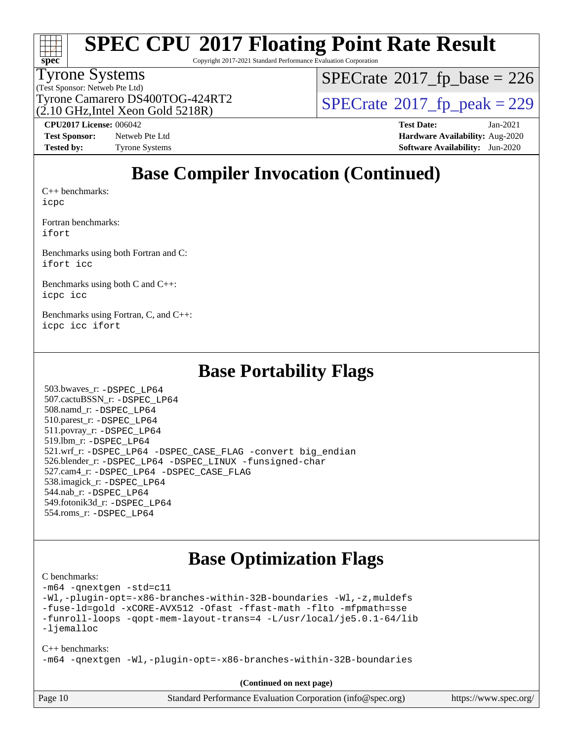## Base Compiler Invocation (Continued)

C++ benchmarks:
icpc

Fortran benchmarks:
ifort

Benchmarks using both Fortran and C:
ifort icc

Benchmarks using both C and C++:
icpc icc

Benchmarks using Fortran, C, and C++:
icpc icc ifort

## Base Portability Flags

503.bwaves_r: -DSPEC_LP64
507.cactuBSSN_r: -DSPEC_LP64
508.namd_r: -DSPEC_LP64
510.parest_r: -DSPEC_LP64
511.povray_r: -DSPEC_LP64
519.lbm_r: -DSPEC_LP64
521.wrf_r: -DSPEC_LP64 -DSPEC_CASE_FLAG -convert big_endian
526.blender_r: -DSPEC_LP64 -DSPEC_LINUX -funsigned-char
527.cam4_r: -DSPEC_LP64 -DSPEC_CASE_FLAG
538.imagick_r: -DSPEC_LP64
544.nab_r: -DSPEC_LP64
549.fotonik3d_r: -DSPEC_LP64
554.roms_r: -DSPEC_LP64

## Base Optimization Flags

C benchmarks:
-m64 -qnextgen -std=c11
-Wl,-plugin-opt=-x86-branches-within-32B-boundaries -Wl,-z,muldefs
-fuse-ld=gold -xCORE-AVX512 -Ofast -ffast-math -flto -mfpmath=sse
-funroll-loops -qopt-mem-layout-trans=4 -L/usr/local/je5.0.1-64/lib
-ljemalloc

C++ benchmarks:
-m64 -qnextgen -Wl,-plugin-opt=-x86-branches-within-32B-boundaries

(Continued on next page)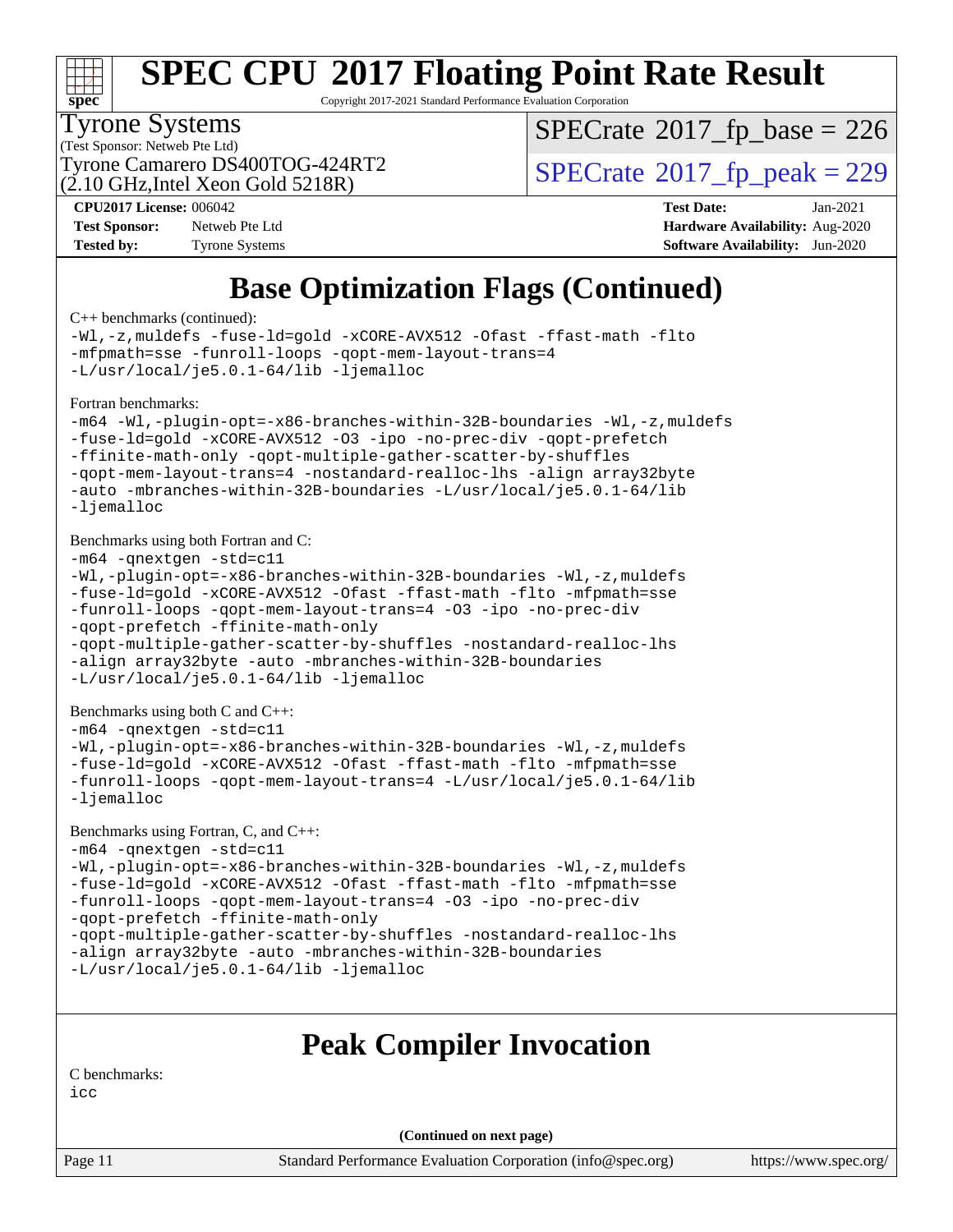# Base Optimization Flags (Continued)

C++ benchmarks (continued):

```
-Wl,-z,muldefs -fuse-ld=gold -xCORE-AVX512 -Ofast -ffast-math -flto
-mfpmath=sse -funroll-loops -qopt-mem-layout-trans=4
-L/usr/local/je5.0.1-64/lib -ljemalloc
```

Fortran benchmarks:

```
-m64 -Wl,-plugin-opt=-x86-branches-within-32B-boundaries -Wl,-z,muldefs
-fuse-ld=gold -xCORE-AVX512 -O3 -ipo -no-prec-div -qopt-prefetch
-ffinite-math-only -qopt-multiple-gather-scatter-by-shuffles
-qopt-mem-layout-trans=4 -nostandard-realloc-lhs -align array32byte
-auto -mbranches-within-32B-boundaries -L/usr/local/je5.0.1-64/lib
-ljemalloc
```

Benchmarks using both Fortran and C:

```
-m64 -qnextgen -std=c11
-Wl,-plugin-opt=-x86-branches-within-32B-boundaries -Wl,-z,muldefs
-fuse-ld=gold -xCORE-AVX512 -Ofast -ffast-math -flto -mfpmath=sse
-funroll-loops -qopt-mem-layout-trans=4 -O3 -ipo -no-prec-div
-qopt-prefetch -ffinite-math-only
-qopt-multiple-gather-scatter-by-shuffles -nostandard-realloc-lhs
-align array32byte -auto -mbranches-within-32B-boundaries
-L/usr/local/je5.0.1-64/lib -ljemalloc
```

Benchmarks using both C and C++:

```
-m64 -qnextgen -std=c11
-Wl,-plugin-opt=-x86-branches-within-32B-boundaries -Wl,-z,muldefs
-fuse-ld=gold -xCORE-AVX512 -Ofast -ffast-math -flto -mfpmath=sse
-funroll-loops -qopt-mem-layout-trans=4 -L/usr/local/je5.0.1-64/lib
-ljemalloc
```

Benchmarks using Fortran, C, and C++:

```
-m64 -qnextgen -std=c11
-Wl,-plugin-opt=-x86-branches-within-32B-boundaries -Wl,-z,muldefs
-fuse-ld=gold -xCORE-AVX512 -Ofast -ffast-math -flto -mfpmath=sse
-funroll-loops -qopt-mem-layout-trans=4 -O3 -ipo -no-prec-div
-qopt-prefetch -ffinite-math-only
-qopt-multiple-gather-scatter-by-shuffles -nostandard-realloc-lhs
-align array32byte -auto -mbranches-within-32B-boundaries
-L/usr/local/je5.0.1-64/lib -ljemalloc
```

# Peak Compiler Invocation

C benchmarks:

```
icc
```

(Continued on next page)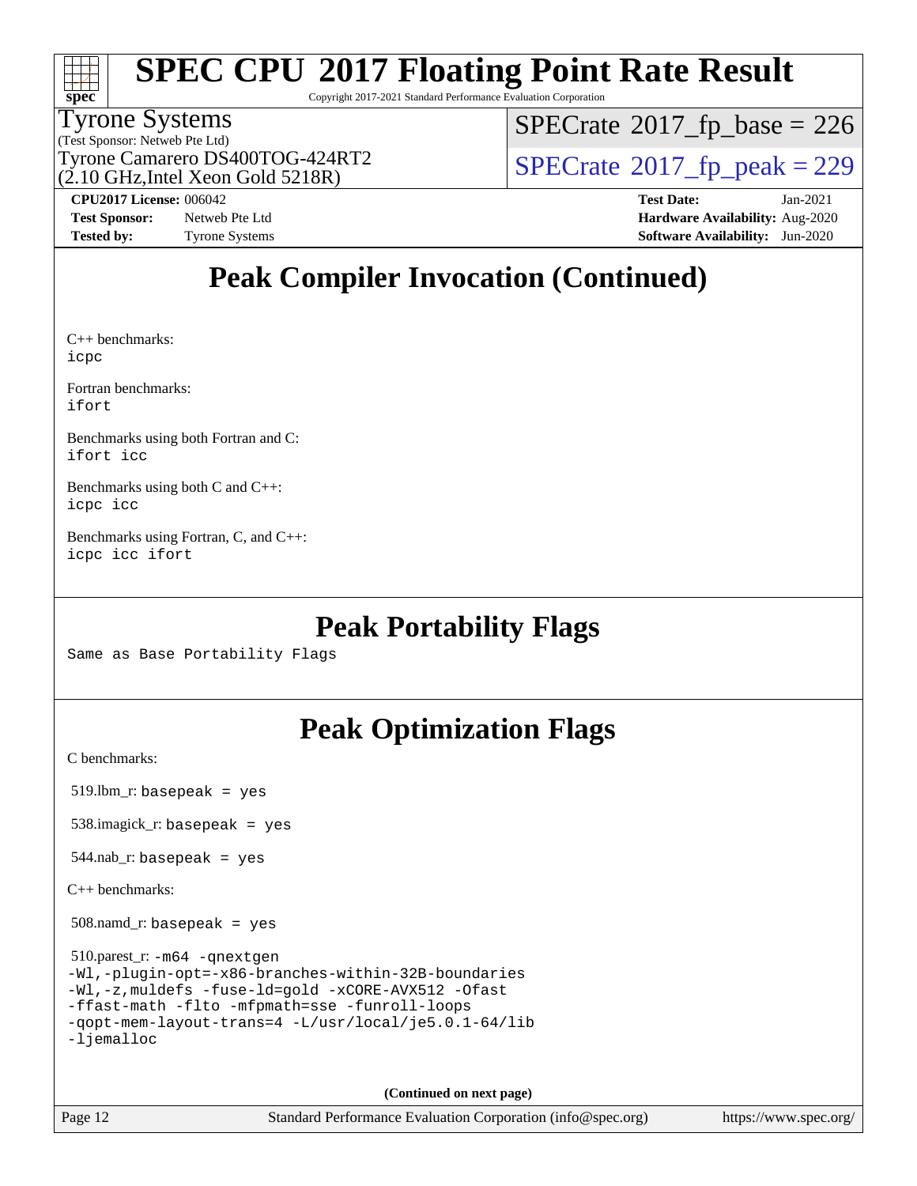# Peak Compiler Invocation (Continued)

C++ benchmarks:
`icpc`

Fortran benchmarks:
`ifort`

Benchmarks using both Fortran and C:
`ifort icc`

Benchmarks using both C and C++:
`icpc icc`

Benchmarks using Fortran, C, and C++:
`icpc icc ifort`

# Peak Portability Flags

Same as Base Portability Flags

# Peak Optimization Flags

C benchmarks:

519.lbm_r: `basepeak = yes`

538.imagick_r: `basepeak = yes`

544.nab_r: `basepeak = yes`

C++ benchmarks:

508.namd_r: `basepeak = yes`

510.parest_r:
```
-m64 -qnextgen
-Wl,-plugin-opt=-x86-branches-within-32B-boundaries
-Wl,-z,muldefs -fuse-ld=gold -xCORE-AVX512 -Ofast
-ffast-math -flto -mfpmath=sse -funroll-loops
-qopt-mem-layout-trans=4 -L/usr/local/je5.0.1-64/lib
-ljemalloc
```

**(Continued on next page)**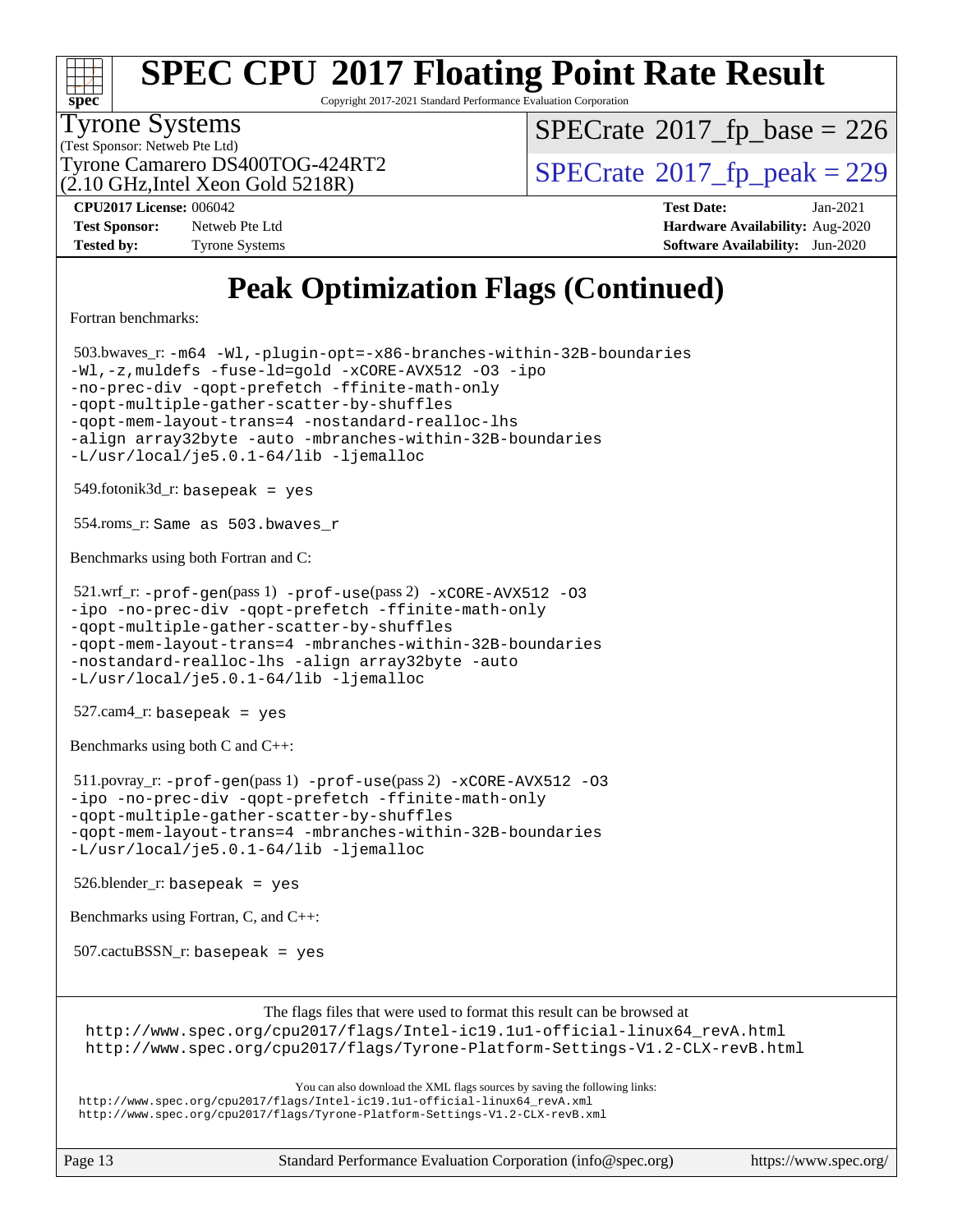# SPEC CPU 2017 Floating Point Rate Result

Copyright 2017-2021 Standard Performance Evaluation Corporation

**Tyrone Systems**
(Test Sponsor: Netweb Pte Ltd)
Tyrone Camarero DS400TOG-424RT2
(2.10 GHz,Intel Xeon Gold 5218R)

SPECrate 2017_fp_base = 226
SPECrate 2017_fp_peak = 229

| | | | |
|---|---|---|---|
| **CPU2017 License:** | 006042 | **Test Date:** | Jan-2021 |
| **Test Sponsor:** | Netweb Pte Ltd | **Hardware Availability:** | Aug-2020 |
| **Tested by:** | Tyrone Systems | **Software Availability:** | Jun-2020 |

## Peak Optimization Flags (Continued)

Fortran benchmarks:

503.bwaves_r: `-m64 -Wl,-plugin-opt=-x86-branches-within-32B-boundaries -Wl,-z,muldefs -fuse-ld=gold -xCORE-AVX512 -O3 -ipo -no-prec-div -qopt-prefetch -ffinite-math-only -qopt-multiple-gather-scatter-by-shuffles -qopt-mem-layout-trans=4 -nostandard-realloc-lhs -align array32byte -auto -mbranches-within-32B-boundaries -L/usr/local/je5.0.1-64/lib -ljemalloc`

549.fotonik3d_r: `basepeak = yes`

554.roms_r: `Same as 503.bwaves_r`

Benchmarks using both Fortran and C:

521.wrf_r: `-prof-gen`(pass 1) `-prof-use`(pass 2) `-xCORE-AVX512 -O3 -ipo -no-prec-div -qopt-prefetch -ffinite-math-only -qopt-multiple-gather-scatter-by-shuffles -qopt-mem-layout-trans=4 -mbranches-within-32B-boundaries -nostandard-realloc-lhs -align array32byte -auto -L/usr/local/je5.0.1-64/lib -ljemalloc`

527.cam4_r: `basepeak = yes`

Benchmarks using both C and C++:

511.povray_r: `-prof-gen`(pass 1) `-prof-use`(pass 2) `-xCORE-AVX512 -O3 -ipo -no-prec-div -qopt-prefetch -ffinite-math-only -qopt-multiple-gather-scatter-by-shuffles -qopt-mem-layout-trans=4 -mbranches-within-32B-boundaries -L/usr/local/je5.0.1-64/lib -ljemalloc`

526.blender_r: `basepeak = yes`

Benchmarks using Fortran, C, and C++:

507.cactuBSSN_r: `basepeak = yes`

The flags files that were used to format this result can be browsed at
http://www.spec.org/cpu2017/flags/Intel-ic19.1u1-official-linux64_revA.html
http://www.spec.org/cpu2017/flags/Tyrone-Platform-Settings-V1.2-CLX-revB.html

You can also download the XML flags sources by saving the following links:
http://www.spec.org/cpu2017/flags/Intel-ic19.1u1-official-linux64_revA.xml
http://www.spec.org/cpu2017/flags/Tyrone-Platform-Settings-V1.2-CLX-revB.xml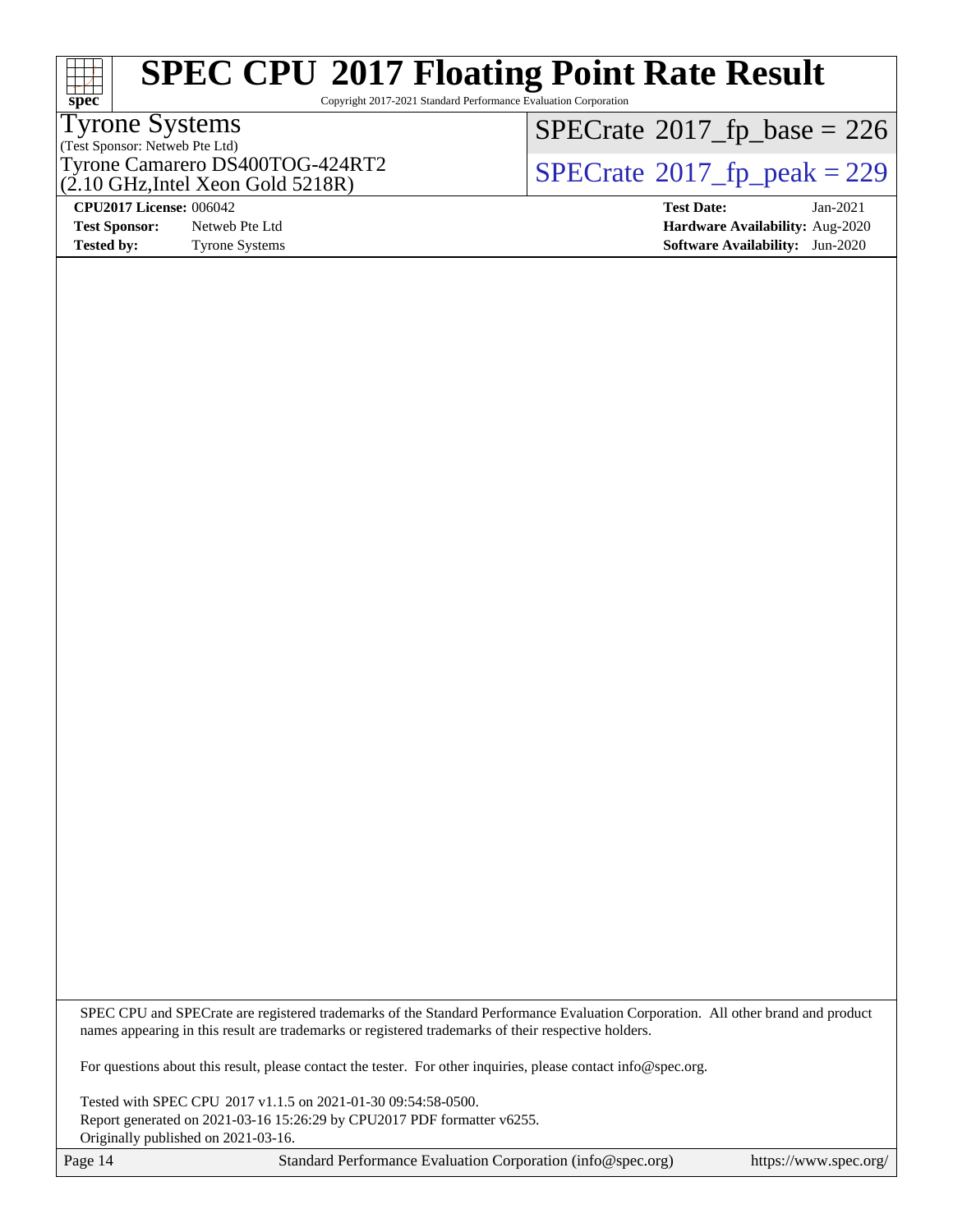SPEC CPU and SPECrate are registered trademarks of the Standard Performance Evaluation Corporation. All other brand and product names appearing in this result are trademarks or registered trademarks of their respective holders.

For questions about this result, please contact the tester. For other inquiries, please contact info@spec.org.

Tested with SPEC CPU 2017 v1.1.5 on 2021-01-30 09:54:58-0500.
Report generated on 2021-03-16 15:26:29 by CPU2017 PDF formatter v6255.
Originally published on 2021-03-16.